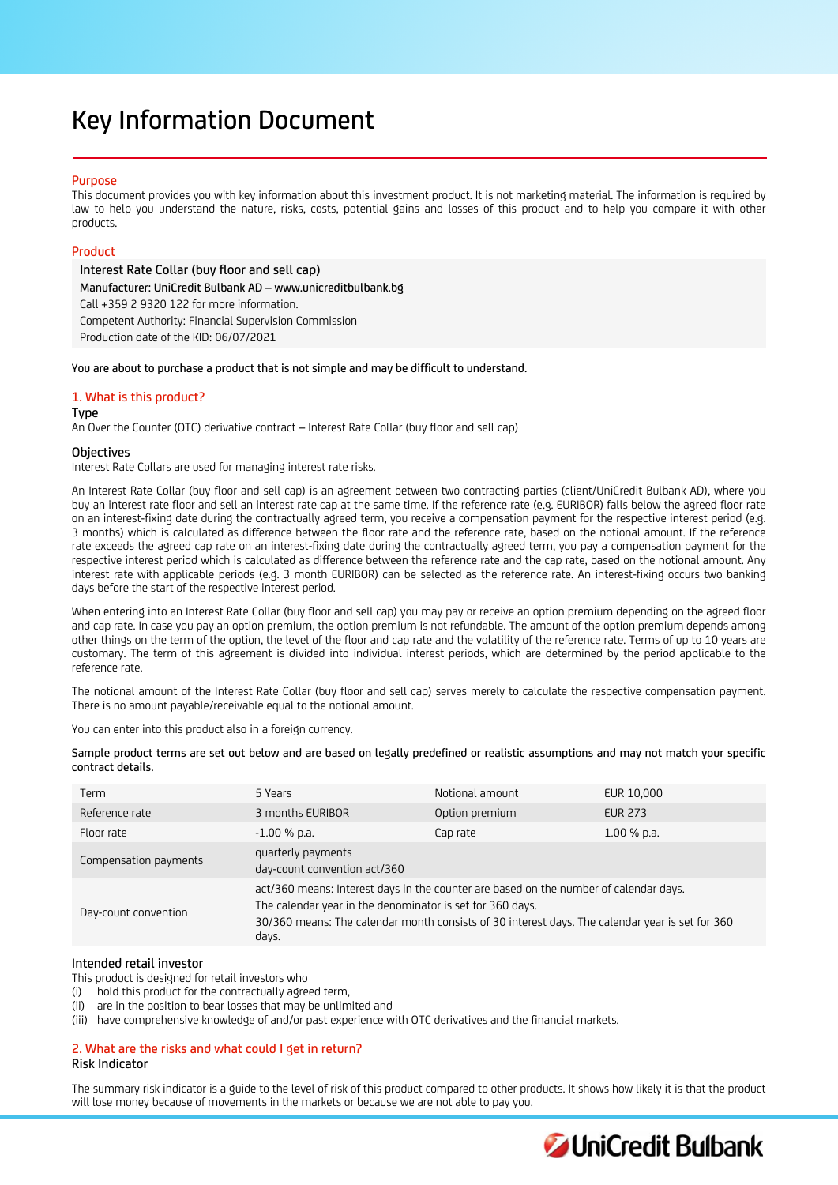# Key Information Document

## Purpose

This document provides you with key information about this investment product. It is not marketing material. The information is required by law to help you understand the nature, risks, costs, potential gains and losses of this product and to help you compare it with other products.

## Product

**Interest Rate Collar (buy floor and sell cap)**
Manufacturer: UniCredit Bulbank AD – www.unicreditbulbank.bg
Call +359 2 9320 122 for more information.
Competent Authority: Financial Supervision Commission
Production date of the KID: 06/07/2021

**You are about to purchase a product that is not simple and may be difficult to understand.**

## 1. What is this product?

### Type

An Over the Counter (OTC) derivative contract – Interest Rate Collar (buy floor and sell cap)

### Objectives

Interest Rate Collars are used for managing interest rate risks.

An Interest Rate Collar (buy floor and sell cap) is an agreement between two contracting parties (client/UniCredit Bulbank AD), where you buy an interest rate floor and sell an interest rate cap at the same time. If the reference rate (e.g. EURIBOR) falls below the agreed floor rate on an interest-fixing date during the contractually agreed term, you receive a compensation payment for the respective interest period (e.g. 3 months) which is calculated as difference between the floor rate and the reference rate, based on the notional amount. If the reference rate exceeds the agreed cap rate on an interest-fixing date during the contractually agreed term, you pay a compensation payment for the respective interest period which is calculated as difference between the reference rate and the cap rate, based on the notional amount. Any interest rate with applicable periods (e.g. 3 month EURIBOR) can be selected as the reference rate. An interest-fixing occurs two banking days before the start of the respective interest period.

When entering into an Interest Rate Collar (buy floor and sell cap) you may pay or receive an option premium depending on the agreed floor and cap rate. In case you pay an option premium, the option premium is not refundable. The amount of the option premium depends among other things on the term of the option, the level of the floor and cap rate and the volatility of the reference rate. Terms of up to 10 years are customary. The term of this agreement is divided into individual interest periods, which are determined by the period applicable to the reference rate.

The notional amount of the Interest Rate Collar (buy floor and sell cap) serves merely to calculate the respective compensation payment. There is no amount payable/receivable equal to the notional amount.

You can enter into this product also in a foreign currency.

**Sample product terms are set out below and are based on legally predefined or realistic assumptions and may not match your specific contract details.**

| | | | |
|---|---|---|---|
| Term | 5 Years | Notional amount | EUR 10,000 |
| Reference rate | 3 months EURIBOR | Option premium | EUR 273 |
| Floor rate | -1.00 % p.a. | Cap rate | 1.00 % p.a. |
| Compensation payments | quarterly payments<br>day-count convention act/360 | | |
| Day-count convention | act/360 means: Interest days in the counter are based on the number of calendar days.<br>The calendar year in the denominator is set for 360 days.<br>30/360 means: The calendar month consists of 30 interest days. The calendar year is set for 360 days. | | |

### Intended retail investor

This product is designed for retail investors who
(i) hold this product for the contractually agreed term,
(ii) are in the position to bear losses that may be unlimited and
(iii) have comprehensive knowledge of and/or past experience with OTC derivatives and the financial markets.

## 2. What are the risks and what could I get in return?

### Risk Indicator

The summary risk indicator is a guide to the level of risk of this product compared to other products. It shows how likely it is that the product will lose money because of movements in the markets or because we are not able to pay you.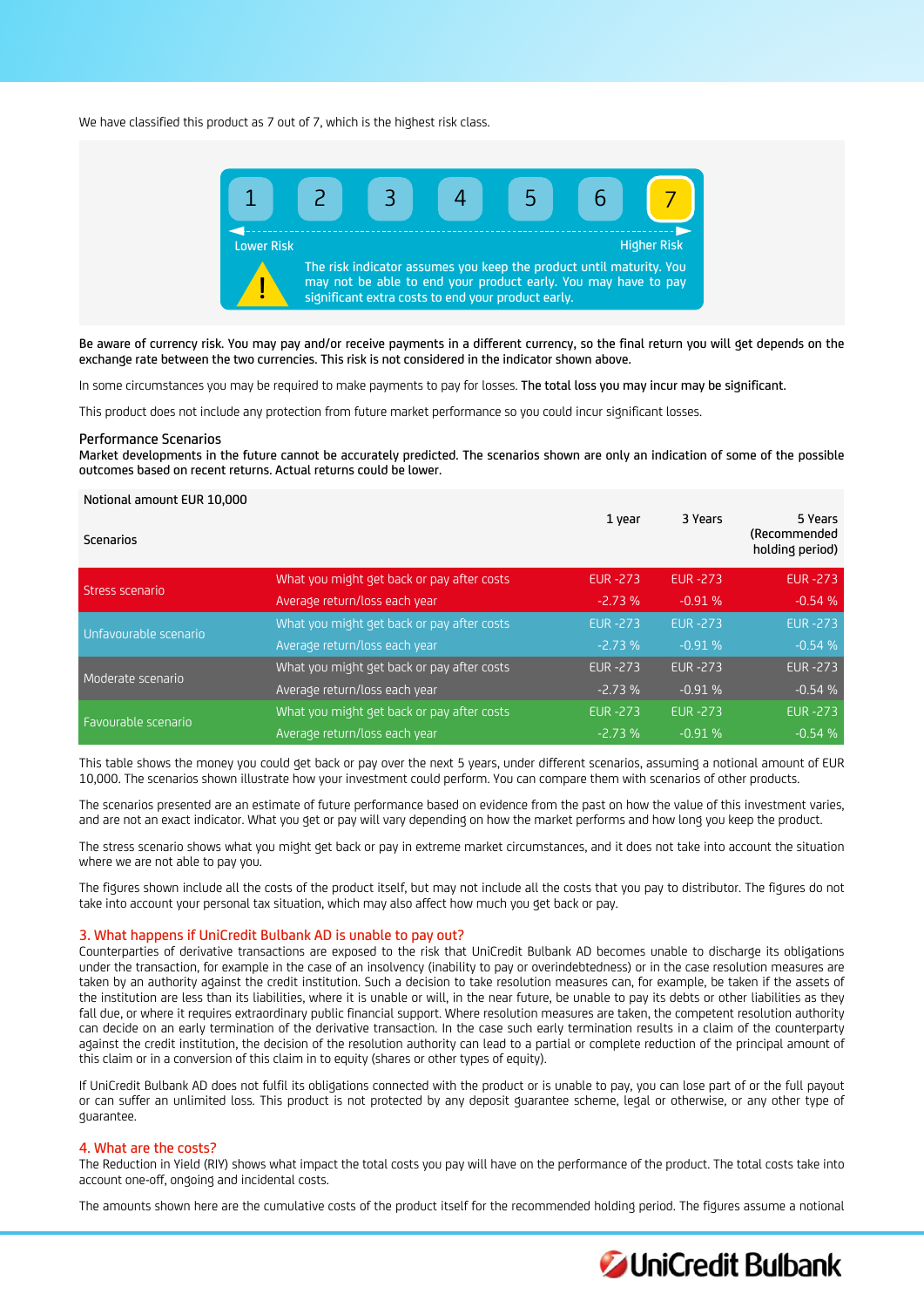We have classified this product as 7 out of 7, which is the highest risk class.

| 1 | 2 | 3 | 4 | 5 | 6 | 7 |
|---|---|---|---|---|---|---|

Lower Risk — Higher Risk

The risk indicator assumes you keep the product until maturity. You may not be able to end your product early. You may have to pay significant extra costs to end your product early.

Be aware of currency risk. You may pay and/or receive payments in a different currency, so the final return you will get depends on the exchange rate between the two currencies. This risk is not considered in the indicator shown above.

In some circumstances you may be required to make payments to pay for losses. **The total loss you may incur may be significant.**

This product does not include any protection from future market performance so you could incur significant losses.

### Performance Scenarios

Market developments in the future cannot be accurately predicted. The scenarios shown are only an indication of some of the possible outcomes based on recent returns. Actual returns could be lower.

| Notional amount EUR 10,000 | | | | |
|---|---|---|---|---|
| Scenarios | | 1 year | 3 Years | 5 Years (Recommended holding period) |
| Stress scenario | What you might get back or pay after costs | EUR -273 | EUR -273 | EUR -273 |
| | Average return/loss each year | -2.73 % | -0.91 % | -0.54 % |
| Unfavourable scenario | What you might get back or pay after costs | EUR -273 | EUR -273 | EUR -273 |
| | Average return/loss each year | -2.73 % | -0.91 % | -0.54 % |
| Moderate scenario | What you might get back or pay after costs | EUR -273 | EUR -273 | EUR -273 |
| | Average return/loss each year | -2.73 % | -0.91 % | -0.54 % |
| Favourable scenario | What you might get back or pay after costs | EUR -273 | EUR -273 | EUR -273 |
| | Average return/loss each year | -2.73 % | -0.91 % | -0.54 % |

This table shows the money you could get back or pay over the next 5 years, under different scenarios, assuming a notional amount of EUR 10,000. The scenarios shown illustrate how your investment could perform. You can compare them with scenarios of other products.

The scenarios presented are an estimate of future performance based on evidence from the past on how the value of this investment varies, and are not an exact indicator. What you get or pay will vary depending on how the market performs and how long you keep the product.

The stress scenario shows what you might get back or pay in extreme market circumstances, and it does not take into account the situation where we are not able to pay you.

The figures shown include all the costs of the product itself, but may not include all the costs that you pay to distributor. The figures do not take into account your personal tax situation, which may also affect how much you get back or pay.

## 3. What happens if UniCredit Bulbank AD is unable to pay out?

Counterparties of derivative transactions are exposed to the risk that UniCredit Bulbank AD becomes unable to discharge its obligations under the transaction, for example in the case of an insolvency (inability to pay or overindebtedness) or in the case resolution measures are taken by an authority against the credit institution. Such a decision to take resolution measures can, for example, be taken if the assets of the institution are less than its liabilities, where it is unable or will, in the near future, be unable to pay its debts or other liabilities as they fall due, or where it requires extraordinary public financial support. Where resolution measures are taken, the competent resolution authority can decide on an early termination of the derivative transaction. In the case such early termination results in a claim of the counterparty against the credit institution, the decision of the resolution authority can lead to a partial or complete reduction of the principal amount of this claim or in a conversion of this claim in to equity (shares or other types of equity).

If UniCredit Bulbank AD does not fulfil its obligations connected with the product or is unable to pay, you can lose part of or the full payout or can suffer an unlimited loss. This product is not protected by any deposit guarantee scheme, legal or otherwise, or any other type of guarantee.

## 4. What are the costs?

The Reduction in Yield (RIY) shows what impact the total costs you pay will have on the performance of the product. The total costs take into account one-off, ongoing and incidental costs.

The amounts shown here are the cumulative costs of the product itself for the recommended holding period. The figures assume a notional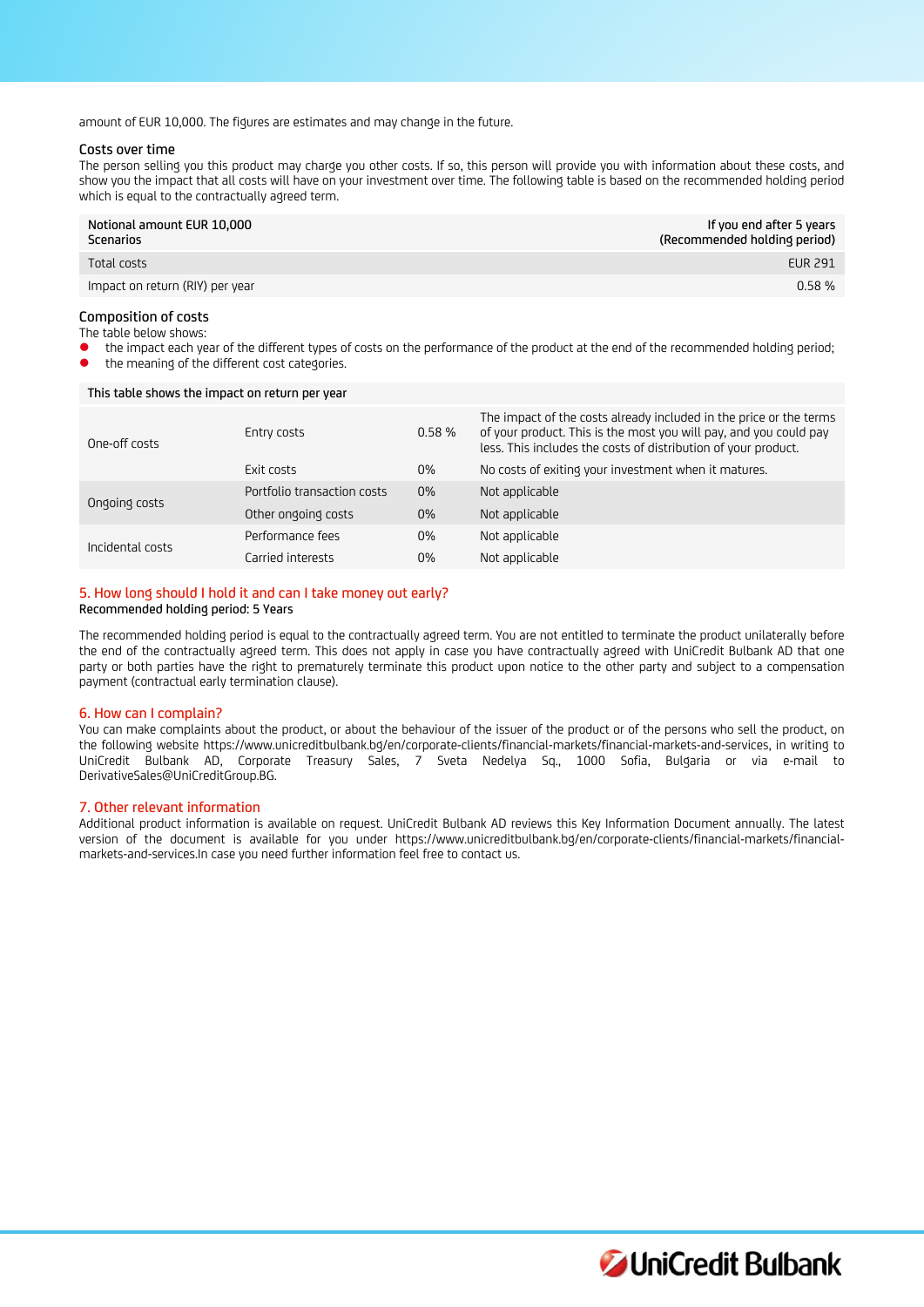amount of EUR 10,000. The figures are estimates and may change in the future.

### Costs over time

The person selling you this product may charge you other costs. If so, this person will provide you with information about these costs, and show you the impact that all costs will have on your investment over time. The following table is based on the recommended holding period which is equal to the contractually agreed term.

| Notional amount EUR 10,000<br>Scenarios | If you end after 5 years<br>(Recommended holding period) |
|---|---|
| Total costs | EUR 291 |
| Impact on return (RIY) per year | 0.58 % |

### Composition of costs

The table below shows:

- the impact each year of the different types of costs on the performance of the product at the end of the recommended holding period;
- the meaning of the different cost categories.

| This table shows the impact on return per year | | | |
|---|---|---|---|
| One-off costs | Entry costs | 0.58 % | The impact of the costs already included in the price or the terms of your product. This is the most you will pay, and you could pay less. This includes the costs of distribution of your product. |
| | Exit costs | 0% | No costs of exiting your investment when it matures. |
| Ongoing costs | Portfolio transaction costs | 0% | Not applicable |
| | Other ongoing costs | 0% | Not applicable |
| Incidental costs | Performance fees | 0% | Not applicable |
| | Carried interests | 0% | Not applicable |

## 5. How long should I hold it and can I take money out early?

Recommended holding period: 5 Years

The recommended holding period is equal to the contractually agreed term. You are not entitled to terminate the product unilaterally before the end of the contractually agreed term. This does not apply in case you have contractually agreed with UniCredit Bulbank AD that one party or both parties have the right to prematurely terminate this product upon notice to the other party and subject to a compensation payment (contractual early termination clause).

## 6. How can I complain?

You can make complaints about the product, or about the behaviour of the issuer of the product or of the persons who sell the product, on the following website https://www.unicreditbulbank.bg/en/corporate-clients/financial-markets/financial-markets-and-services, in writing to UniCredit Bulbank AD, Corporate Treasury Sales, 7 Sveta Nedelya Sq., 1000 Sofia, Bulgaria or via e-mail to DerivativeSales@UniCreditGroup.BG.

## 7. Other relevant information

Additional product information is available on request. UniCredit Bulbank AD reviews this Key Information Document annually. The latest version of the document is available for you under https://www.unicreditbulbank.bg/en/corporate-clients/financial-markets/financial-markets-and-services.In case you need further information feel free to contact us.